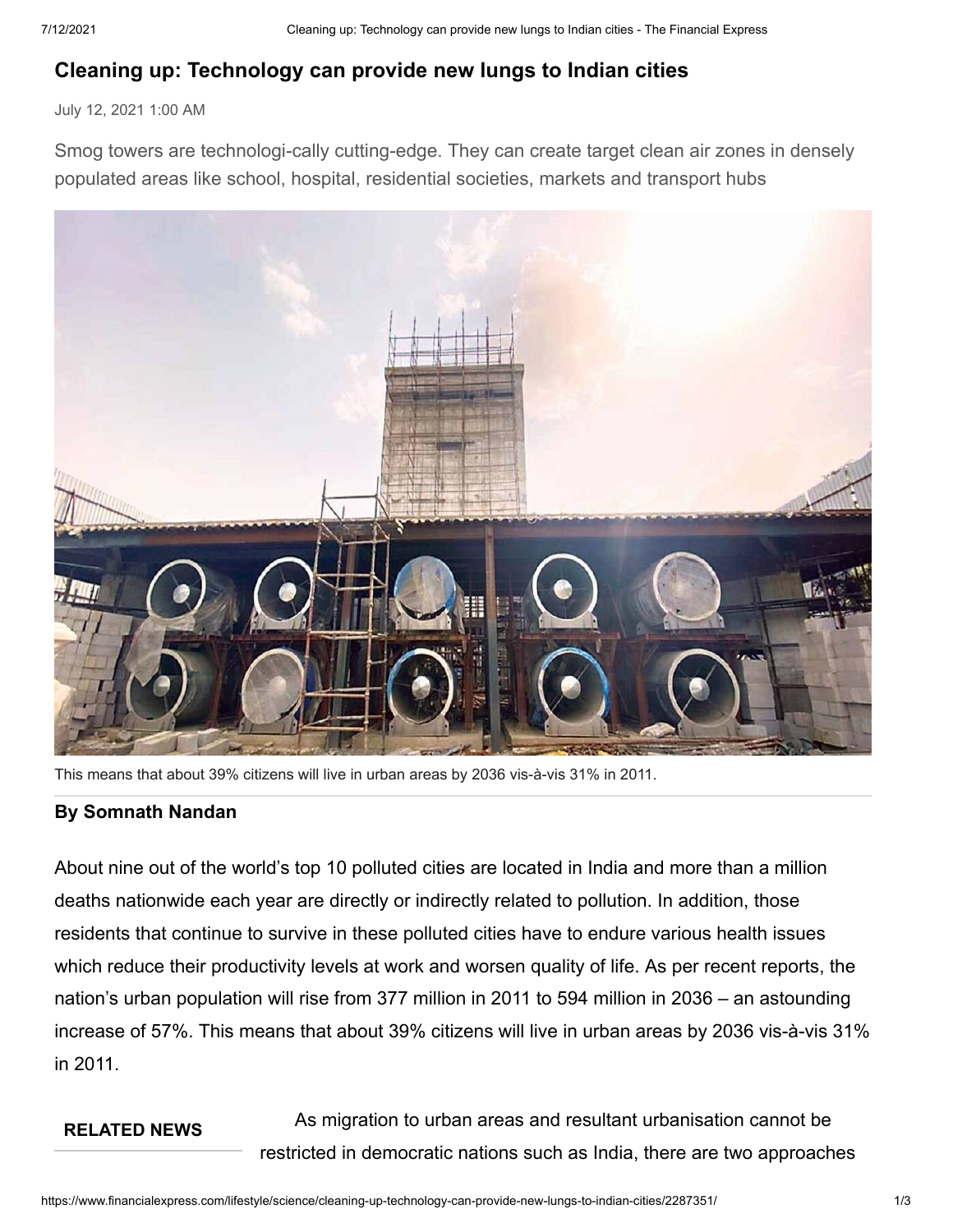# Cleaning up: Technology can provide new lungs to Indian cities

July 12, 2021 1:00 AM

Smog towers are technologi-cally cutting-edge. They can create target clean air zones in densely populated areas like school, hospital, residential societies, markets and transport hubs

This means that about 39% citizens will live in urban areas by 2036 vis-à-vis 31% in 2011.

**By Somnath Nandan**

About nine out of the world's top 10 polluted cities are located in India and more than a million deaths nationwide each year are directly or indirectly related to pollution. In addition, those residents that continue to survive in these polluted cities have to endure various health issues which reduce their productivity levels at work and worsen quality of life. As per recent reports, the nation's urban population will rise from 377 million in 2011 to 594 million in 2036 – an astounding increase of 57%. This means that about 39% citizens will live in urban areas by 2036 vis-à-vis 31% in 2011.

**RELATED NEWS**

As migration to urban areas and resultant urbanisation cannot be restricted in democratic nations such as India, there are two approaches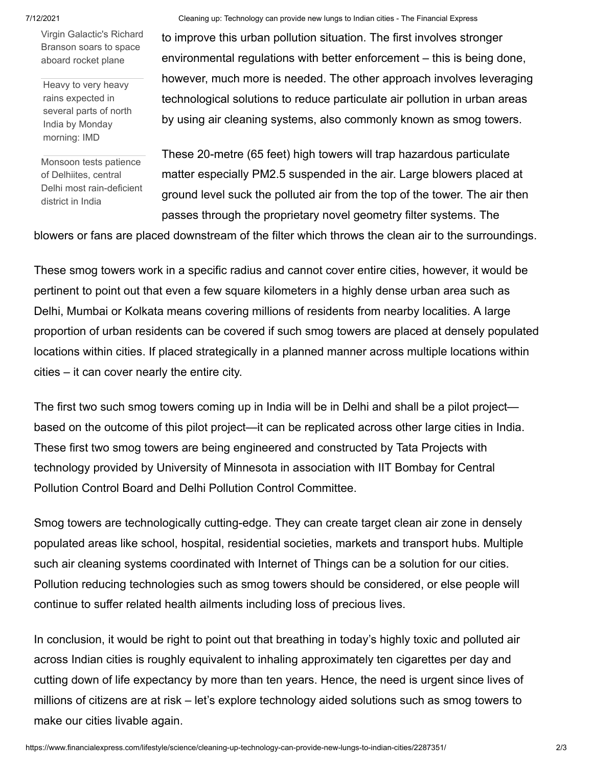to improve this urban pollution situation. The first involves stronger environmental regulations with better enforcement – this is being done, however, much more is needed. The other approach involves leveraging technological solutions to reduce particulate air pollution in urban areas by using air cleaning systems, also commonly known as smog towers.

These 20-metre (65 feet) high towers will trap hazardous particulate matter especially PM2.5 suspended in the air. Large blowers placed at ground level suck the polluted air from the top of the tower. The air then passes through the proprietary novel geometry filter systems. The blowers or fans are placed downstream of the filter which throws the clean air to the surroundings.

These smog towers work in a specific radius and cannot cover entire cities, however, it would be pertinent to point out that even a few square kilometers in a highly dense urban area such as Delhi, Mumbai or Kolkata means covering millions of residents from nearby localities. A large proportion of urban residents can be covered if such smog towers are placed at densely populated locations within cities. If placed strategically in a planned manner across multiple locations within cities – it can cover nearly the entire city.

The first two such smog towers coming up in India will be in Delhi and shall be a pilot project—based on the outcome of this pilot project—it can be replicated across other large cities in India. These first two smog towers are being engineered and constructed by Tata Projects with technology provided by University of Minnesota in association with IIT Bombay for Central Pollution Control Board and Delhi Pollution Control Committee.

Smog towers are technologically cutting-edge. They can create target clean air zone in densely populated areas like school, hospital, residential societies, markets and transport hubs. Multiple such air cleaning systems coordinated with Internet of Things can be a solution for our cities. Pollution reducing technologies such as smog towers should be considered, or else people will continue to suffer related health ailments including loss of precious lives.

In conclusion, it would be right to point out that breathing in today's highly toxic and polluted air across Indian cities is roughly equivalent to inhaling approximately ten cigarettes per day and cutting down of life expectancy by more than ten years. Hence, the need is urgent since lives of millions of citizens are at risk – let's explore technology aided solutions such as smog towers to make our cities livable again.